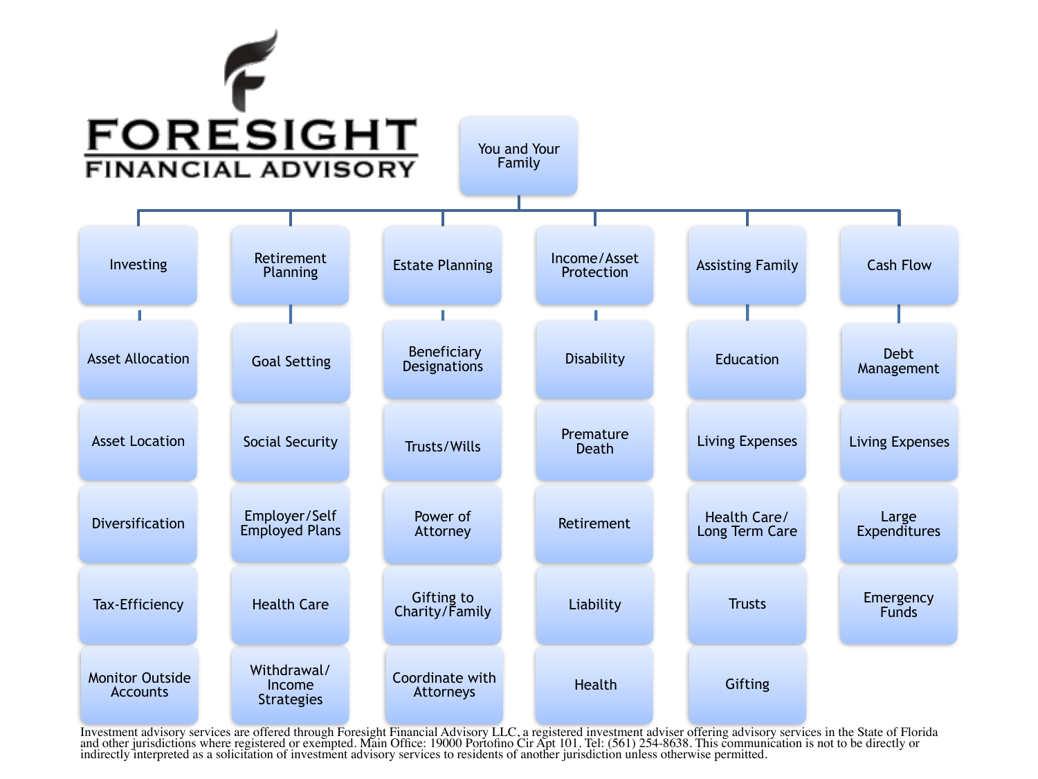# FORESIGHT
## FINANCIAL ADVISORY

**You and Your Family**

| Investing | Retirement Planning | Estate Planning | Income/Asset Protection | Assisting Family | Cash Flow |
|---|---|---|---|---|---|
| Asset Allocation | Goal Setting | Beneficiary Designations | Disability | Education | Debt Management |
| Asset Location | Social Security | Trusts/Wills | Premature Death | Living Expenses | Living Expenses |
| Diversification | Employer/Self Employed Plans | Power of Attorney | Retirement | Health Care/ Long Term Care | Large Expenditures |
| Tax-Efficiency | Health Care | Gifting to Charity/Family | Liability | Trusts | Emergency Funds |
| Monitor Outside Accounts | Withdrawal/ Income Strategies | Coordinate with Attorneys | Health | Gifting | |

Investment advisory services are offered through Foresight Financial Advisory LLC, a registered investment adviser offering advisory services in the State of Florida and other jurisdictions where registered or exempted. Main Office: 19000 Portofino Cir Apt 101. Tel: (561) 254-8638. This communication is not to be directly or indirectly interpreted as a solicitation of investment advisory services to residents of another jurisdiction unless otherwise permitted.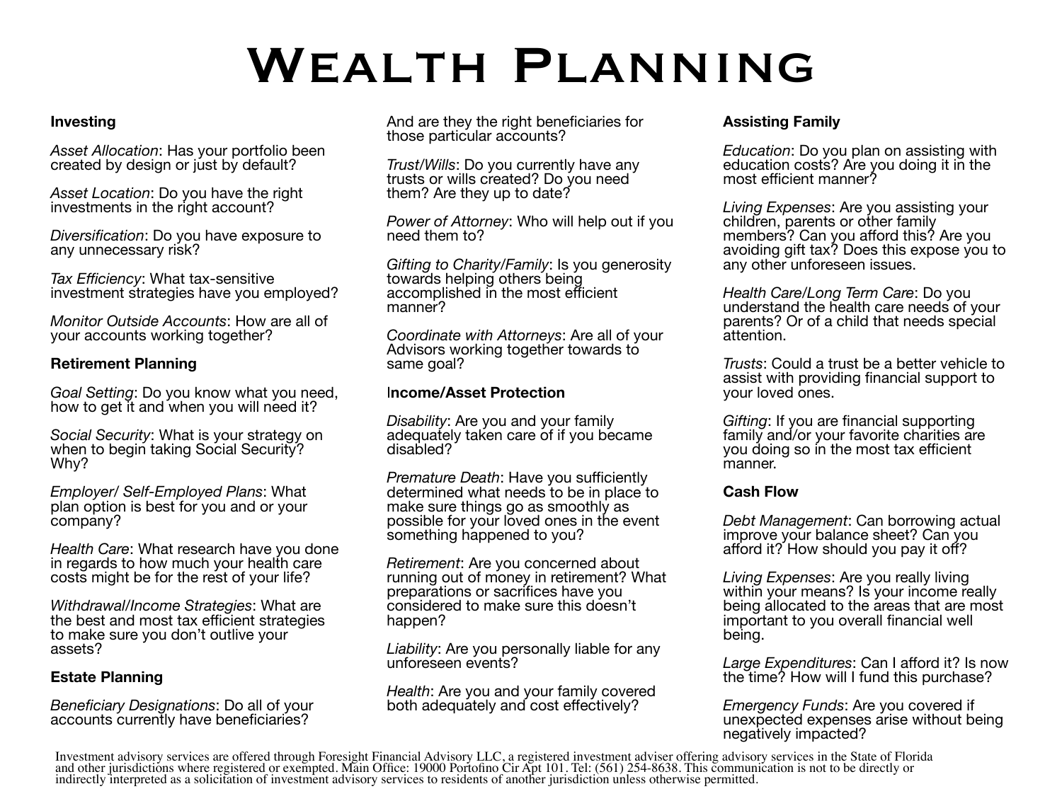# Wealth Planning

**Investing**

*Asset Allocation*: Has your portfolio been created by design or just by default?

*Asset Location*: Do you have the right investments in the right account?

*Diversification*: Do you have exposure to any unnecessary risk?

*Tax Efficiency*: What tax-sensitive investment strategies have you employed?

*Monitor Outside Accounts*: How are all of your accounts working together?

**Retirement Planning**

*Goal Setting*: Do you know what you need, how to get it and when you will need it?

*Social Security*: What is your strategy on when to begin taking Social Security? Why?

*Employer/ Self-Employed Plans*: What plan option is best for you and or your company?

*Health Care*: What research have you done in regards to how much your health care costs might be for the rest of your life?

*Withdrawal/Income Strategies*: What are the best and most tax efficient strategies to make sure you don't outlive your assets?

**Estate Planning**

*Beneficiary Designations*: Do all of your accounts currently have beneficiaries? And are they the right beneficiaries for those particular accounts?

*Trust/Wills*: Do you currently have any trusts or wills created? Do you need them? Are they up to date?

*Power of Attorney*: Who will help out if you need them to?

*Gifting to Charity/Family*: Is you generosity towards helping others being accomplished in the most efficient manner?

*Coordinate with Attorneys*: Are all of your Advisors working together towards to same goal?

**Income/Asset Protection**

*Disability*: Are you and your family adequately taken care of if you became disabled?

*Premature Death*: Have you sufficiently determined what needs to be in place to make sure things go as smoothly as possible for your loved ones in the event something happened to you?

*Retirement*: Are you concerned about running out of money in retirement? What preparations or sacrifices have you considered to make sure this doesn't happen?

*Liability*: Are you personally liable for any unforeseen events?

*Health*: Are you and your family covered both adequately and cost effectively?

**Assisting Family**

*Education*: Do you plan on assisting with education costs? Are you doing it in the most efficient manner?

*Living Expenses*: Are you assisting your children, parents or other family members? Can you afford this? Are you avoiding gift tax? Does this expose you to any other unforeseen issues.

*Health Care/Long Term Care*: Do you understand the health care needs of your parents? Or of a child that needs special attention.

*Trusts*: Could a trust be a better vehicle to assist with providing financial support to your loved ones.

*Gifting*: If you are financial supporting family and/or your favorite charities are you doing so in the most tax efficient manner.

**Cash Flow**

*Debt Management*: Can borrowing actual improve your balance sheet? Can you afford it? How should you pay it off?

*Living Expenses*: Are you really living within your means? Is your income really being allocated to the areas that are most important to you overall financial well being.

*Large Expenditures*: Can I afford it? Is now the time? How will I fund this purchase?

*Emergency Funds*: Are you covered if unexpected expenses arise without being negatively impacted?

Investment advisory services are offered through Foresight Financial Advisory LLC, a registered investment adviser offering advisory services in the State of Florida and other jurisdictions where registered or exempted. Main Office: 19000 Portofino Cir Apt 101. Tel: (561) 254-8638. This communication is not to be directly or indirectly interpreted as a solicitation of investment advisory services to residents of another jurisdiction unless otherwise permitted.